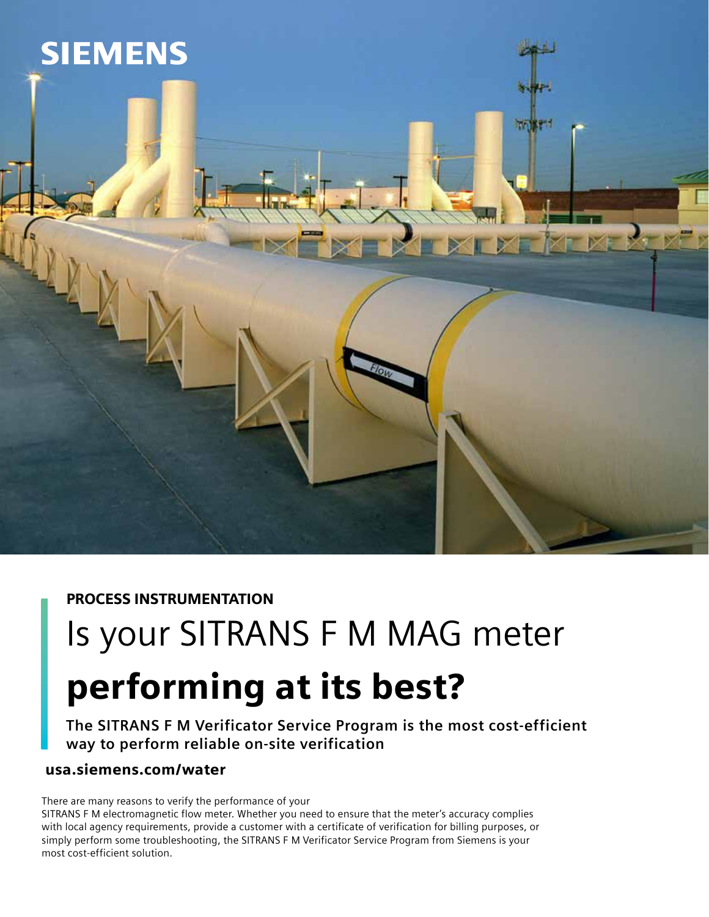SIEMENS

PROCESS INSTRUMENTATION

# Is your SITRANS F M MAG meter **performing at its best?**

**The SITRANS F M Verificator Service Program is the most cost-efficient way to perform reliable on-site verification**

**usa.siemens.com/water**

There are many reasons to verify the performance of your SITRANS F M electromagnetic flow meter. Whether you need to ensure that the meter's accuracy complies with local agency requirements, provide a customer with a certificate of verification for billing purposes, or simply perform some troubleshooting, the SITRANS F M Verificator Service Program from Siemens is your most cost-efficient solution.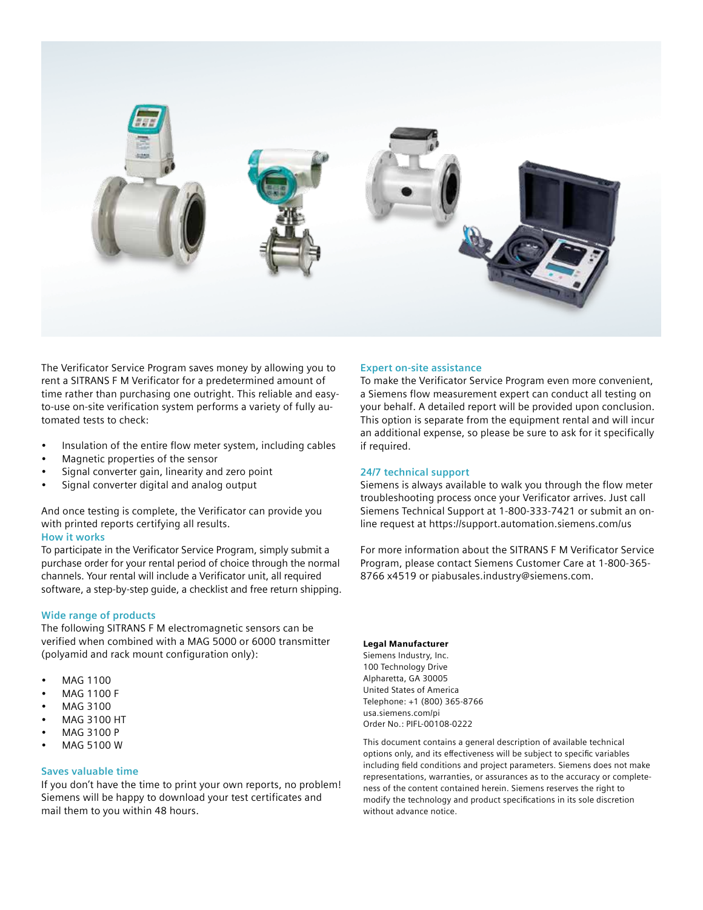The Verificator Service Program saves money by allowing you to rent a SITRANS F M Verificator for a predetermined amount of time rather than purchasing one outright. This reliable and easy-to-use on-site verification system performs a variety of fully automated tests to check:

- Insulation of the entire flow meter system, including cables
- Magnetic properties of the sensor
- Signal converter gain, linearity and zero point
- Signal converter digital and analog output

And once testing is complete, the Verificator can provide you with printed reports certifying all results.

### How it works

To participate in the Verificator Service Program, simply submit a purchase order for your rental period of choice through the normal channels. Your rental will include a Verificator unit, all required software, a step-by-step guide, a checklist and free return shipping.

### Wide range of products

The following SITRANS F M electromagnetic sensors can be verified when combined with a MAG 5000 or 6000 transmitter (polyamid and rack mount configuration only):

- MAG 1100
- MAG 1100 F
- MAG 3100
- MAG 3100 HT
- MAG 3100 P
- MAG 5100 W

### Saves valuable time

If you don't have the time to print your own reports, no problem! Siemens will be happy to download your test certificates and mail them to you within 48 hours.

### Expert on-site assistance

To make the Verificator Service Program even more convenient, a Siemens flow measurement expert can conduct all testing on your behalf. A detailed report will be provided upon conclusion. This option is separate from the equipment rental and will incur an additional expense, so please be sure to ask for it specifically if required.

### 24/7 technical support

Siemens is always available to walk you through the flow meter troubleshooting process once your Verificator arrives. Just call Siemens Technical Support at 1-800-333-7421 or submit an online request at https://support.automation.siemens.com/us

For more information about the SITRANS F M Verificator Service Program, please contact Siemens Customer Care at 1-800-365-8766 x4519 or piabusales.industry@siemens.com.

**Legal Manufacturer**
Siemens Industry, Inc.
100 Technology Drive
Alpharetta, GA 30005
United States of America
Telephone: +1 (800) 365-8766
usa.siemens.com/pi
Order No.: PIFL-00108-0222

This document contains a general description of available technical options only, and its effectiveness will be subject to specific variables including field conditions and project parameters. Siemens does not make representations, warranties, or assurances as to the accuracy or completeness of the content contained herein. Siemens reserves the right to modify the technology and product specifications in its sole discretion without advance notice.